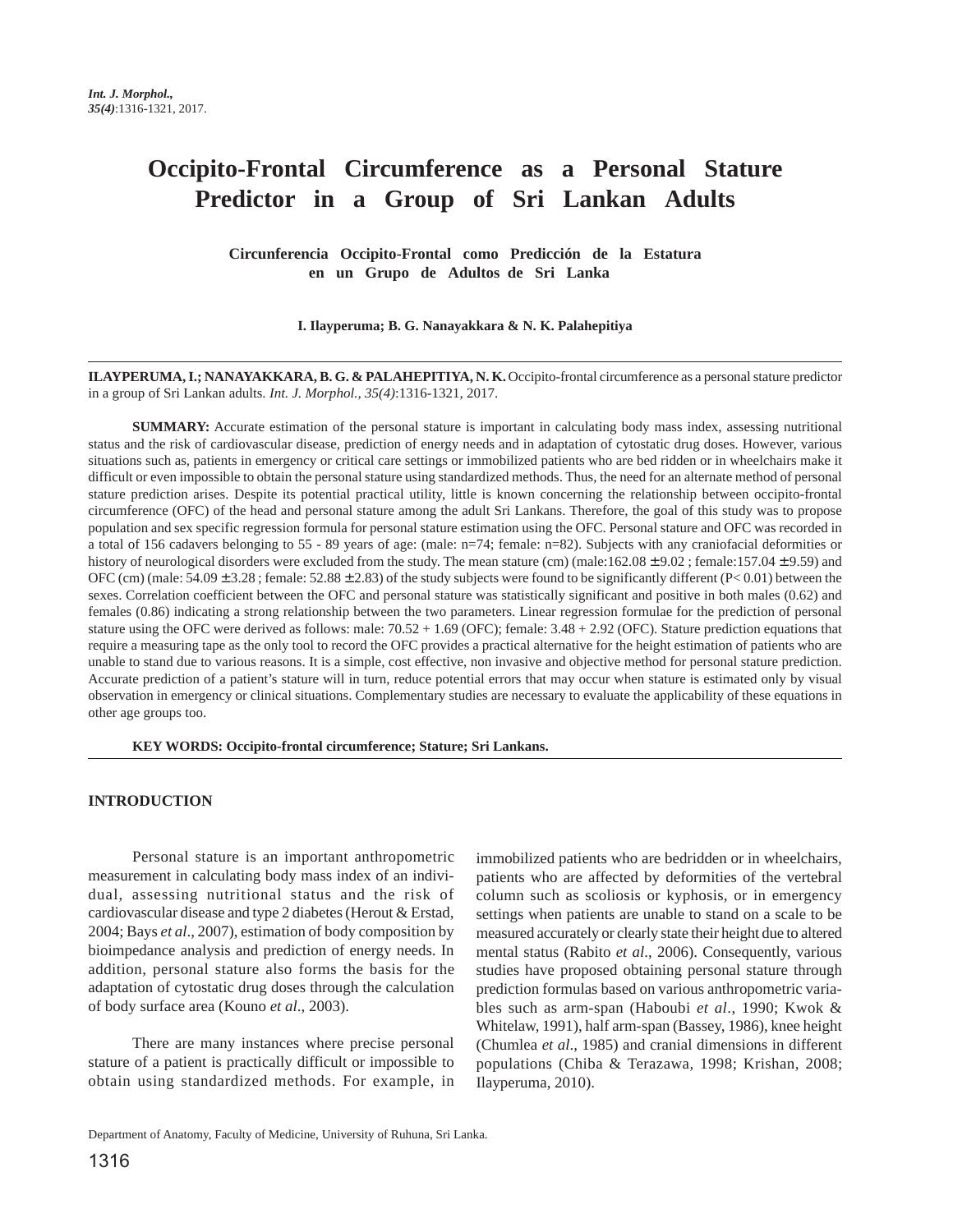# Occipito-Frontal Circumference as a Personal Stature Predictor in a Group of Sri Lankan Adults

### Circunferencia Occipito-Frontal como Predicción de la Estatura en un Grupo de Adultos de Sri Lanka

**I. Ilayperuma; B. G. Nanayakkara & N. K. Palahepitiya**

**ILAYPERUMA, I.; NANAYAKKARA, B. G. & PALAHEPITIYA, N. K.** Occipito-frontal circumference as a personal stature predictor in a group of Sri Lankan adults. *Int. J. Morphol., 35(4)*:1316-1321, 2017.

**SUMMARY:** Accurate estimation of the personal stature is important in calculating body mass index, assessing nutritional status and the risk of cardiovascular disease, prediction of energy needs and in adaptation of cytostatic drug doses. However, various situations such as, patients in emergency or critical care settings or immobilized patients who are bed ridden or in wheelchairs make it difficult or even impossible to obtain the personal stature using standardized methods. Thus, the need for an alternate method of personal stature prediction arises. Despite its potential practical utility, little is known concerning the relationship between occipito-frontal circumference (OFC) of the head and personal stature among the adult Sri Lankans. Therefore, the goal of this study was to propose population and sex specific regression formula for personal stature estimation using the OFC. Personal stature and OFC was recorded in a total of 156 cadavers belonging to 55 - 89 years of age: (male: n=74; female: n=82). Subjects with any craniofacial deformities or history of neurological disorders were excluded from the study. The mean stature (cm) (male:162.08 ± 9.02 ; female:157.04 ± 9.59) and OFC (cm) (male: 54.09 ± 3.28 ; female: 52.88 ± 2.83) of the study subjects were found to be significantly different ($P< 0.01$) between the sexes. Correlation coefficient between the OFC and personal stature was statistically significant and positive in both males (0.62) and females (0.86) indicating a strong relationship between the two parameters. Linear regression formulae for the prediction of personal stature using the OFC were derived as follows: male: 70.52 + 1.69 (OFC); female: 3.48 + 2.92 (OFC). Stature prediction equations that require a measuring tape as the only tool to record the OFC provides a practical alternative for the height estimation of patients who are unable to stand due to various reasons. It is a simple, cost effective, non invasive and objective method for personal stature prediction. Accurate prediction of a patient's stature will in turn, reduce potential errors that may occur when stature is estimated only by visual observation in emergency or clinical situations. Complementary studies are necessary to evaluate the applicability of these equations in other age groups too.

**KEY WORDS: Occipito-frontal circumference; Stature; Sri Lankans.**

## INTRODUCTION

Personal stature is an important anthropometric measurement in calculating body mass index of an individual, assessing nutritional status and the risk of cardiovascular disease and type 2 diabetes (Herout & Erstad, 2004; Bays *et al*., 2007), estimation of body composition by bioimpedance analysis and prediction of energy needs. In addition, personal stature also forms the basis for the adaptation of cytostatic drug doses through the calculation of body surface area (Kouno *et al*., 2003).

There are many instances where precise personal stature of a patient is practically difficult or impossible to obtain using standardized methods. For example, in immobilized patients who are bedridden or in wheelchairs, patients who are affected by deformities of the vertebral column such as scoliosis or kyphosis, or in emergency settings when patients are unable to stand on a scale to be measured accurately or clearly state their height due to altered mental status (Rabito *et al*., 2006). Consequently, various studies have proposed obtaining personal stature through prediction formulas based on various anthropometric variables such as arm-span (Haboubi *et al*., 1990; Kwok & Whitelaw, 1991), half arm-span (Bassey, 1986), knee height (Chumlea *et al*., 1985) and cranial dimensions in different populations (Chiba & Terazawa, 1998; Krishan, 2008; Ilayperuma, 2010).

Department of Anatomy, Faculty of Medicine, University of Ruhuna, Sri Lanka.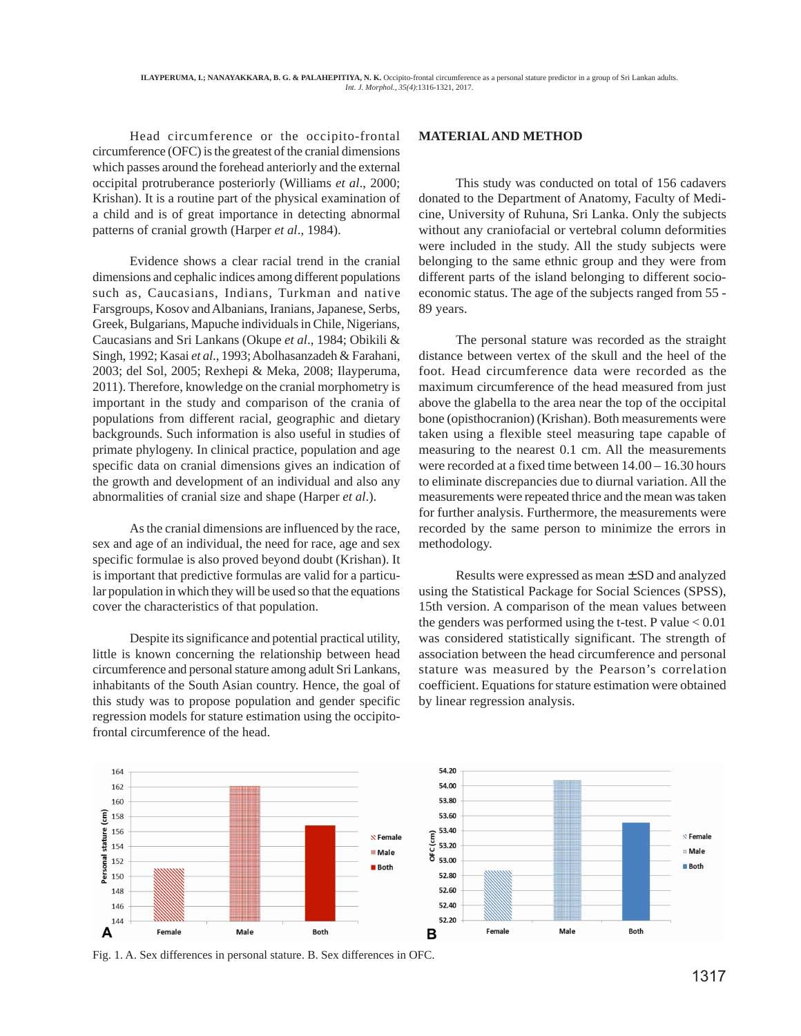Head circumference or the occipito-frontal circumference (OFC) is the greatest of the cranial dimensions which passes around the forehead anteriorly and the external occipital protruberance posteriorly (Williams *et al*., 2000; Krishan). It is a routine part of the physical examination of a child and is of great importance in detecting abnormal patterns of cranial growth (Harper *et al*., 1984).

Evidence shows a clear racial trend in the cranial dimensions and cephalic indices among different populations such as, Caucasians, Indians, Turkman and native Farsgroups, Kosov and Albanians, Iranians, Japanese, Serbs, Greek, Bulgarians, Mapuche individuals in Chile, Nigerians, Caucasians and Sri Lankans (Okupe *et al*., 1984; Obikili & Singh, 1992; Kasai *et al*., 1993; Abolhasanzadeh & Farahani, 2003; del Sol, 2005; Rexhepi & Meka, 2008; Ilayperuma, 2011). Therefore, knowledge on the cranial morphometry is important in the study and comparison of the crania of populations from different racial, geographic and dietary backgrounds. Such information is also useful in studies of primate phylogeny. In clinical practice, population and age specific data on cranial dimensions gives an indication of the growth and development of an individual and also any abnormalities of cranial size and shape (Harper *et al*.).

As the cranial dimensions are influenced by the race, sex and age of an individual, the need for race, age and sex specific formulae is also proved beyond doubt (Krishan). It is important that predictive formulas are valid for a particular population in which they will be used so that the equations cover the characteristics of that population.

Despite its significance and potential practical utility, little is known concerning the relationship between head circumference and personal stature among adult Sri Lankans, inhabitants of the South Asian country. Hence, the goal of this study was to propose population and gender specific regression models for stature estimation using the occipito-frontal circumference of the head.

## MATERIAL AND METHOD

This study was conducted on total of 156 cadavers donated to the Department of Anatomy, Faculty of Medicine, University of Ruhuna, Sri Lanka. Only the subjects without any craniofacial or vertebral column deformities were included in the study. All the study subjects were belonging to the same ethnic group and they were from different parts of the island belonging to different socio-economic status. The age of the subjects ranged from 55 - 89 years.

The personal stature was recorded as the straight distance between vertex of the skull and the heel of the foot. Head circumference data were recorded as the maximum circumference of the head measured from just above the glabella to the area near the top of the occipital bone (opisthocranion) (Krishan). Both measurements were taken using a flexible steel measuring tape capable of measuring to the nearest 0.1 cm. All the measurements were recorded at a fixed time between 14.00 – 16.30 hours to eliminate discrepancies due to diurnal variation. All the measurements were repeated thrice and the mean was taken for further analysis. Furthermore, the measurements were recorded by the same person to minimize the errors in methodology.

Results were expressed as mean ±SD and analyzed using the Statistical Package for Social Sciences (SPSS), 15th version. A comparison of the mean values between the genders was performed using the t-test. P value $< 0.01$ was considered statistically significant. The strength of association between the head circumference and personal stature was measured by the Pearson's correlation coefficient. Equations for stature estimation were obtained by linear regression analysis.

Fig. 1. A. Sex differences in personal stature. B. Sex differences in OFC.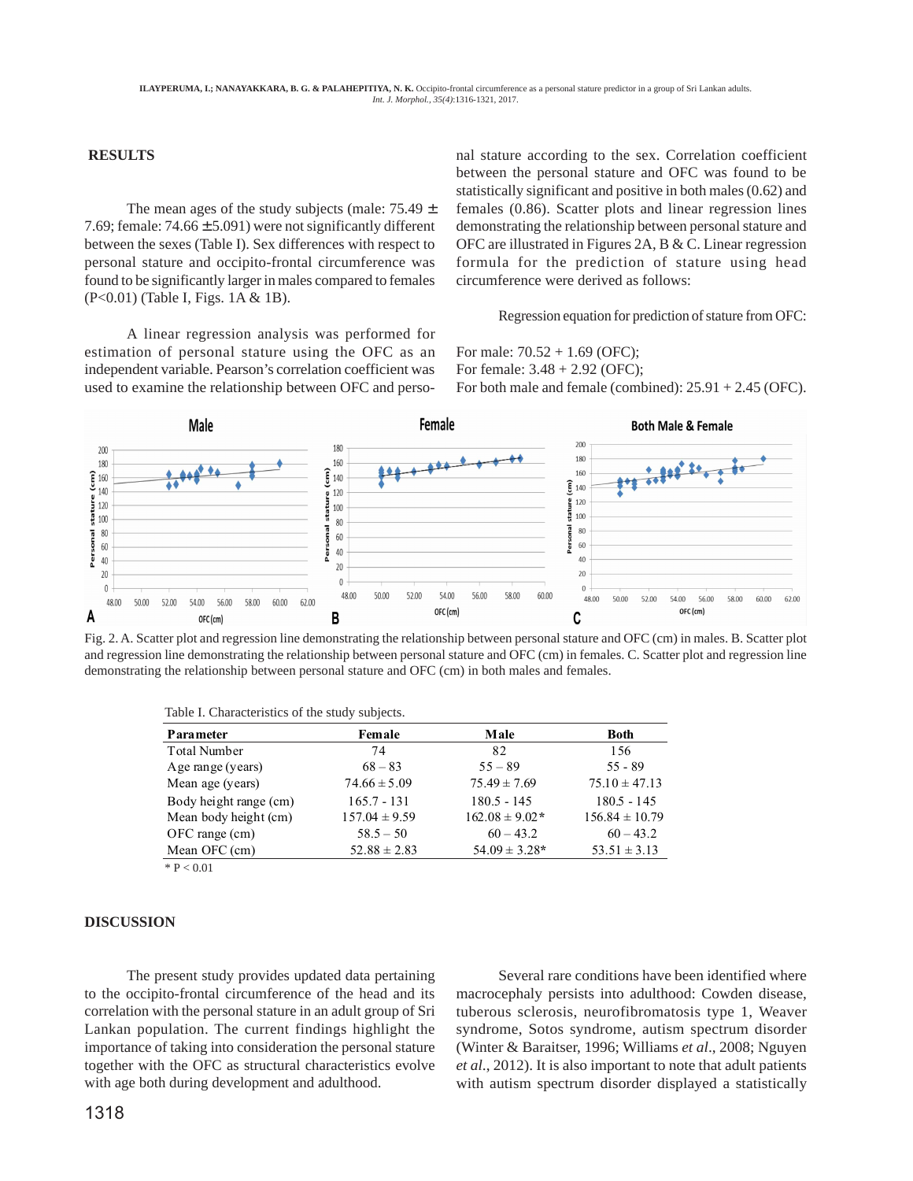## RESULTS

The mean ages of the study subjects (male: 75.49 ± 7.69; female: 74.66 ±5.091) were not significantly different between the sexes (Table I). Sex differences with respect to personal stature and occipito-frontal circumference was found to be significantly larger in males compared to females ($P<0.01$) (Table I, Figs. 1A & 1B).

A linear regression analysis was performed for estimation of personal stature using the OFC as an independent variable. Pearson's correlation coefficient was used to examine the relationship between OFC and personal stature according to the sex. Correlation coefficient between the personal stature and OFC was found to be statistically significant and positive in both males (0.62) and females (0.86). Scatter plots and linear regression lines demonstrating the relationship between personal stature and OFC are illustrated in Figures 2A, B & C. Linear regression formula for the prediction of stature using head circumference were derived as follows:

Regression equation for prediction of stature from OFC:

For male: 70.52 + 1.69 (OFC);
For female: 3.48 + 2.92 (OFC);
For both male and female (combined): 25.91 + 2.45 (OFC).

Fig. 2. A. Scatter plot and regression line demonstrating the relationship between personal stature and OFC (cm) in males. B. Scatter plot and regression line demonstrating the relationship between personal stature and OFC (cm) in females. C. Scatter plot and regression line demonstrating the relationship between personal stature and OFC (cm) in both males and females.

Table I. Characteristics of the study subjects.

| Parameter | Female | Male | Both |
|---|---|---|---|
| Total Number | 74 | 82 | 156 |
| Age range (years) | 68 – 83 | 55 – 89 | 55 - 89 |
| Mean age (years) | 74.66 ± 5.09 | 75.49 ± 7.69 | 75.10 ± 47.13 |
| Body height range (cm) | 165.7 - 131 | 180.5 - 145 | 180.5 - 145 |
| Mean body height (cm) | 157.04 ± 9.59 | 162.08 ± 9.02* | 156.84 ± 10.79 |
| OFC range (cm) | 58.5 – 50 | 60 – 43.2 | 60 – 43.2 |
| Mean OFC (cm) | 52.88 ± 2.83 | 54.09 ± 3.28* | 53.51 ± 3.13 |

* $P < 0.01$

## DISCUSSION

The present study provides updated data pertaining to the occipito-frontal circumference of the head and its correlation with the personal stature in an adult group of Sri Lankan population. The current findings highlight the importance of taking into consideration the personal stature together with the OFC as structural characteristics evolve with age both during development and adulthood.

Several rare conditions have been identified where macrocephaly persists into adulthood: Cowden disease, tuberous sclerosis, neurofibromatosis type 1, Weaver syndrome, Sotos syndrome, autism spectrum disorder (Winter & Baraitser, 1996; Williams *et al*., 2008; Nguyen *et al*., 2012). It is also important to note that adult patients with autism spectrum disorder displayed a statistically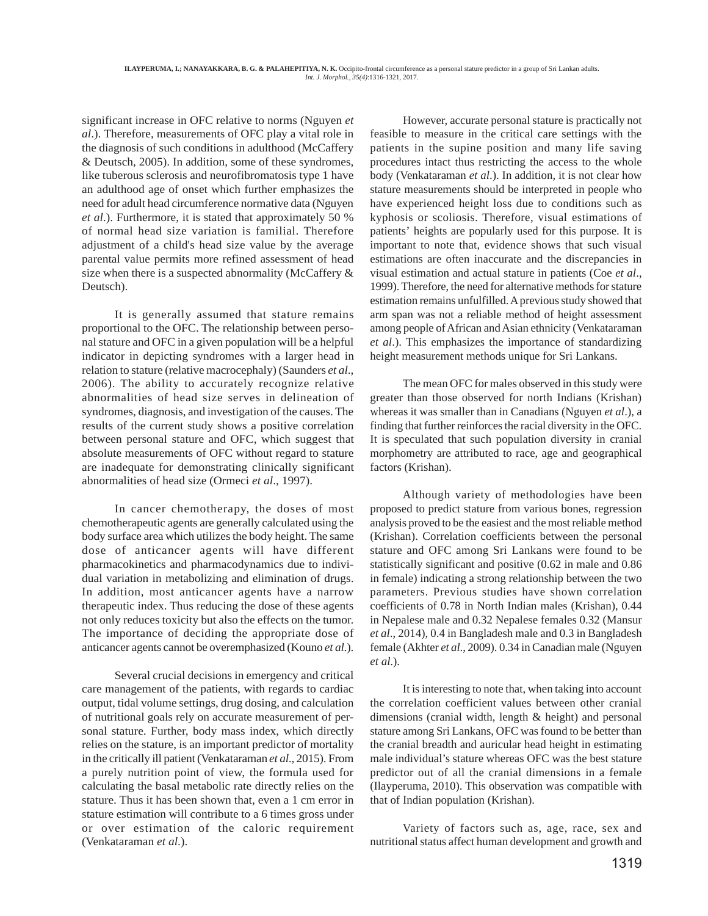significant increase in OFC relative to norms (Nguyen *et al*.). Therefore, measurements of OFC play a vital role in the diagnosis of such conditions in adulthood (McCaffery & Deutsch, 2005). In addition, some of these syndromes, like tuberous sclerosis and neurofibromatosis type 1 have an adulthood age of onset which further emphasizes the need for adult head circumference normative data (Nguyen *et al*.). Furthermore, it is stated that approximately 50 % of normal head size variation is familial. Therefore adjustment of a child's head size value by the average parental value permits more refined assessment of head size when there is a suspected abnormality (McCaffery & Deutsch).

It is generally assumed that stature remains proportional to the OFC. The relationship between personal stature and OFC in a given population will be a helpful indicator in depicting syndromes with a larger head in relation to stature (relative macrocephaly) (Saunders *et al*., 2006). The ability to accurately recognize relative abnormalities of head size serves in delineation of syndromes, diagnosis, and investigation of the causes. The results of the current study shows a positive correlation between personal stature and OFC, which suggest that absolute measurements of OFC without regard to stature are inadequate for demonstrating clinically significant abnormalities of head size (Ormeci *et al*., 1997).

In cancer chemotherapy, the doses of most chemotherapeutic agents are generally calculated using the body surface area which utilizes the body height. The same dose of anticancer agents will have different pharmacokinetics and pharmacodynamics due to individual variation in metabolizing and elimination of drugs. In addition, most anticancer agents have a narrow therapeutic index. Thus reducing the dose of these agents not only reduces toxicity but also the effects on the tumor. The importance of deciding the appropriate dose of anticancer agents cannot be overemphasized (Kouno *et al*.).

Several crucial decisions in emergency and critical care management of the patients, with regards to cardiac output, tidal volume settings, drug dosing, and calculation of nutritional goals rely on accurate measurement of personal stature. Further, body mass index, which directly relies on the stature, is an important predictor of mortality in the critically ill patient (Venkataraman *et al*., 2015). From a purely nutrition point of view, the formula used for calculating the basal metabolic rate directly relies on the stature. Thus it has been shown that, even a 1 cm error in stature estimation will contribute to a 6 times gross under or over estimation of the caloric requirement (Venkataraman *et al*.).

However, accurate personal stature is practically not feasible to measure in the critical care settings with the patients in the supine position and many life saving procedures intact thus restricting the access to the whole body (Venkataraman *et al*.). In addition, it is not clear how stature measurements should be interpreted in people who have experienced height loss due to conditions such as kyphosis or scoliosis. Therefore, visual estimations of patients' heights are popularly used for this purpose. It is important to note that, evidence shows that such visual estimations are often inaccurate and the discrepancies in visual estimation and actual stature in patients (Coe *et al*., 1999). Therefore, the need for alternative methods for stature estimation remains unfulfilled. A previous study showed that arm span was not a reliable method of height assessment among people of African and Asian ethnicity (Venkataraman *et al*.). This emphasizes the importance of standardizing height measurement methods unique for Sri Lankans.

The mean OFC for males observed in this study were greater than those observed for north Indians (Krishan) whereas it was smaller than in Canadians (Nguyen *et al*.), a finding that further reinforces the racial diversity in the OFC. It is speculated that such population diversity in cranial morphometry are attributed to race, age and geographical factors (Krishan).

Although variety of methodologies have been proposed to predict stature from various bones, regression analysis proved to be the easiest and the most reliable method (Krishan). Correlation coefficients between the personal stature and OFC among Sri Lankans were found to be statistically significant and positive (0.62 in male and 0.86 in female) indicating a strong relationship between the two parameters. Previous studies have shown correlation coefficients of 0.78 in North Indian males (Krishan), 0.44 in Nepalese male and 0.32 Nepalese females 0.32 (Mansur *et al*., 2014), 0.4 in Bangladesh male and 0.3 in Bangladesh female (Akhter *et al*., 2009). 0.34 in Canadian male (Nguyen *et al*.).

It is interesting to note that, when taking into account the correlation coefficient values between other cranial dimensions (cranial width, length & height) and personal stature among Sri Lankans, OFC was found to be better than the cranial breadth and auricular head height in estimating male individual's stature whereas OFC was the best stature predictor out of all the cranial dimensions in a female (Ilayperuma, 2010). This observation was compatible with that of Indian population (Krishan).

Variety of factors such as, age, race, sex and nutritional status affect human development and growth and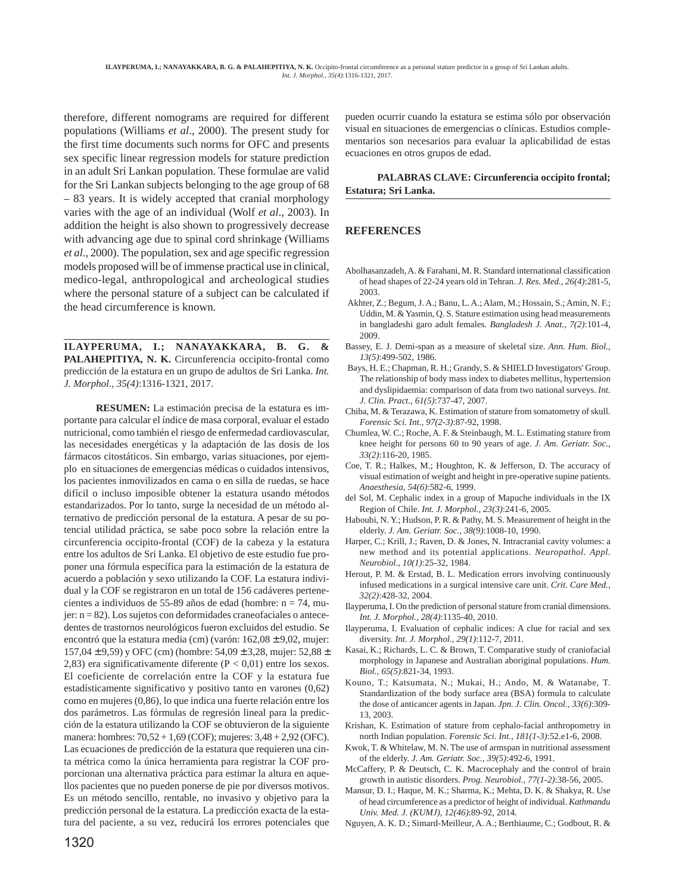therefore, different nomograms are required for different populations (Williams *et al*., 2000). The present study for the first time documents such norms for OFC and presents sex specific linear regression models for stature prediction in an adult Sri Lankan population. These formulae are valid for the Sri Lankan subjects belonging to the age group of 68 – 83 years. It is widely accepted that cranial morphology varies with the age of an individual (Wolf *et al*., 2003). In addition the height is also shown to progressively decrease with advancing age due to spinal cord shrinkage (Williams *et al*., 2000). The population, sex and age specific regression models proposed will be of immense practical use in clinical, medico-legal, anthropological and archeological studies where the personal stature of a subject can be calculated if the head circumference is known.

---

**ILAYPERUMA, I.; NANAYAKKARA, B. G. & PALAHEPITIYA, N. K.** Circunferencia occipito-frontal como predicción de la estatura en un grupo de adultos de Sri Lanka. *Int. J. Morphol., 35(4)*:1316-1321, 2017.

**RESUMEN:** La estimación precisa de la estatura es importante para calcular el índice de masa corporal, evaluar el estado nutricional, como también el riesgo de enfermedad cardiovascular, las necesidades energéticas y la adaptación de las dosis de los fármacos citostáticos. Sin embargo, varias situaciones, por ejemplo en situaciones de emergencias médicas o cuidados intensivos, los pacientes inmovilizados en cama o en silla de ruedas, se hace difícil o incluso imposible obtener la estatura usando métodos estandarizados. Por lo tanto, surge la necesidad de un método alternativo de predicción personal de la estatura. A pesar de su potencial utilidad práctica, se sabe poco sobre la relación entre la circunferencia occipito-frontal (COF) de la cabeza y la estatura entre los adultos de Sri Lanka. El objetivo de este estudio fue proponer una fórmula específica para la estimación de la estatura de acuerdo a población y sexo utilizando la COF. La estatura individual y la COF se registraron en un total de 156 cadáveres pertenecientes a individuos de 55-89 años de edad (hombre: n = 74, mujer: n = 82). Los sujetos con deformidades craneofaciales o antecedentes de trastornos neurológicos fueron excluidos del estudio. Se encontró que la estatura media (cm) (varón: 162,08 ± 9,02, mujer: 157,04 ± 9,59) y OFC (cm) (hombre: 54,09 ± 3,28, mujer: 52,88 ± 2,83) era significativamente diferente ($P < 0,01$) entre los sexos. El coeficiente de correlación entre la COF y la estatura fue estadísticamente significativo y positivo tanto en varones (0,62) como en mujeres (0,86), lo que indica una fuerte relación entre los dos parámetros. Las fórmulas de regresión lineal para la predicción de la estatura utilizando la COF se obtuvieron de la siguiente manera: hombres: 70,52 + 1,69 (COF); mujeres: 3,48 + 2,92 (OFC). Las ecuaciones de predicción de la estatura que requieren una cinta métrica como la única herramienta para registrar la COF proporcionan una alternativa práctica para estimar la altura en aquellos pacientes que no pueden ponerse de pie por diversos motivos. Es un método sencillo, rentable, no invasivo y objetivo para la predicción personal de la estatura. La predicción exacta de la estatura del paciente, a su vez, reducirá los errores potenciales que pueden ocurrir cuando la estatura se estima sólo por observación visual en situaciones de emergencias o clínicas. Estudios complementarios son necesarios para evaluar la aplicabilidad de estas ecuaciones en otros grupos de edad.

**PALABRAS CLAVE: Circunferencia occipito frontal; Estatura; Sri Lanka.**

---

## REFERENCES

Abolhasanzadeh, A. & Farahani, M. R. Standard international classification of head shapes of 22-24 years old in Tehran. *J. Res. Med., 26(4)*:281-5, 2003.

Akhter, Z.; Begum, J. A.; Banu, L. A.; Alam, M.; Hossain, S.; Amin, N. F.; Uddin, M. & Yasmin, Q. S. Stature estimation using head measurements in bangladeshi garo adult females. *Bangladesh J. Anat., 7(2)*:101-4, 2009.

Bassey, E. J. Demi-span as a measure of skeletal size. *Ann. Hum. Biol., 13(5)*:499-502, 1986.

Bays, H. E.; Chapman, R. H.; Grandy, S. & SHIELD Investigators' Group. The relationship of body mass index to diabetes mellitus, hypertension and dyslipidaemia: comparison of data from two national surveys. *Int. J. Clin. Pract., 61(5)*:737-47, 2007.

Chiba, M. & Terazawa, K. Estimation of stature from somatometry of skull. *Forensic Sci. Int., 97(2-3)*:87-92, 1998.

Chumlea, W. C.; Roche, A. F. & Steinbaugh, M. L. Estimating stature from knee height for persons 60 to 90 years of age. *J. Am. Geriatr. Soc., 33(2)*:116-20, 1985.

Coe, T. R.; Halkes, M.; Houghton, K. & Jefferson, D. The accuracy of visual estimation of weight and height in pre-operative supine patients. *Anaesthesia, 54(6)*:582-6, 1999.

del Sol, M. Cephalic index in a group of Mapuche individuals in the IX Region of Chile. *Int. J. Morphol., 23(3)*:241-6, 2005.

Haboubi, N. Y.; Hudson, P. R. & Pathy, M. S. Measurement of height in the elderly. *J. Am. Geriatr. Soc., 38(9)*:1008-10, 1990.

Harper, C.; Krill, J.; Raven, D. & Jones, N. Intracranial cavity volumes: a new method and its potential applications. *Neuropathol. Appl. Neurobiol., 10(1)*:25-32, 1984.

Herout, P. M. & Erstad, B. L. Medication errors involving continuously infused medications in a surgical intensive care unit. *Crit. Care Med., 32(2)*:428-32, 2004.

Ilayperuma, I. On the prediction of personal stature from cranial dimensions. *Int. J. Morphol., 28(4)*:1135-40, 2010.

Ilayperuma, I. Evaluation of cephalic indices: A clue for racial and sex diversity. *Int. J. Morphol., 29(1)*:112-7, 2011.

Kasai, K.; Richards, L. C. & Brown, T. Comparative study of craniofacial morphology in Japanese and Australian aboriginal populations. *Hum. Biol., 65(5)*:821-34, 1993.

Kouno, T.; Katsumata, N.; Mukai, H.; Ando, M. & Watanabe, T. Standardization of the body surface area (BSA) formula to calculate the dose of anticancer agents in Japan. *Jpn. J. Clin. Oncol., 33(6)*:309-13, 2003.

Krishan, K. Estimation of stature from cephalo-facial anthropometry in north Indian population. *Forensic Sci. Int., 181(1-3)*:52.e1-6, 2008.

Kwok, T. & Whitelaw, M. N. The use of armspan in nutritional assessment of the elderly. *J. Am. Geriatr. Soc., 39(5)*:492-6, 1991.

McCaffery, P. & Deutsch, C. K. Macrocephaly and the control of brain growth in autistic disorders. *Prog. Neurobiol., 77(1-2)*:38-56, 2005.

Mansur, D. I.; Haque, M. K.; Sharma, K.; Mehta, D. K. & Shakya, R. Use of head circumference as a predictor of height of individual. *Kathmandu Univ. Med. J. (KUMJ), 12(46)*:89-92, 2014.

Nguyen, A. K. D.; Simard-Meilleur, A. A.; Berthiaume, C.; Godbout, R. &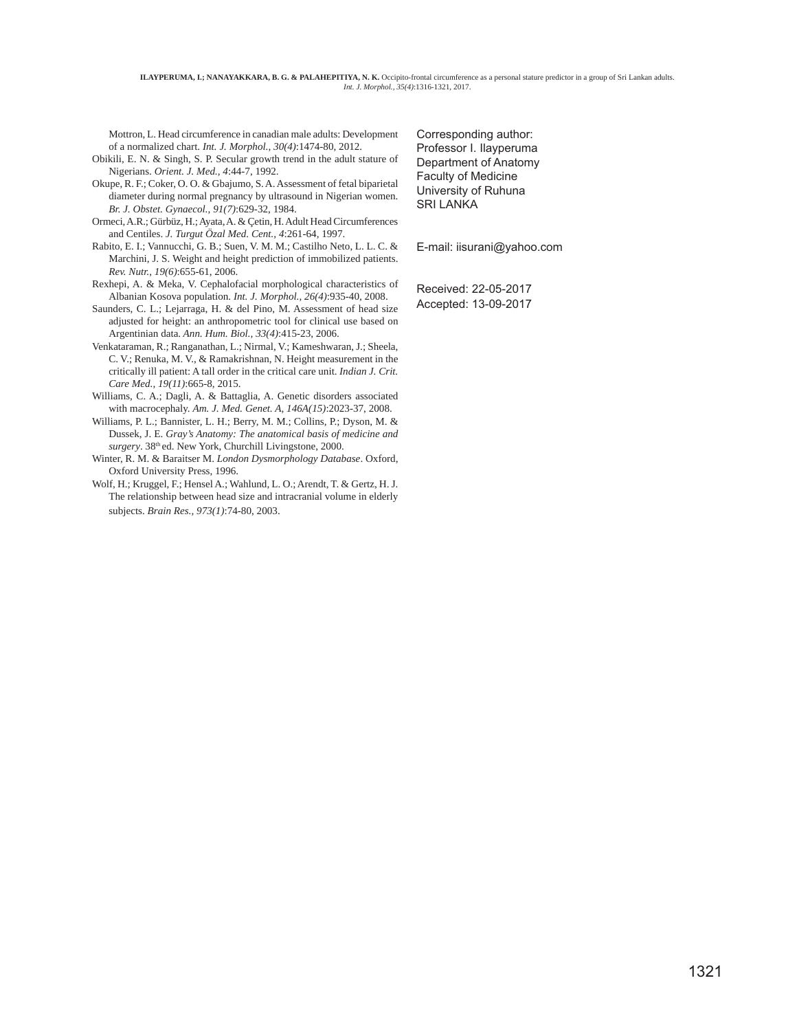Mottron, L. Head circumference in canadian male adults: Development of a normalized chart. *Int. J. Morphol., 30(4)*:1474-80, 2012.

Obikili, E. N. & Singh, S. P. Secular growth trend in the adult stature of Nigerians. *Orient. J. Med., 4*:44-7, 1992.

Okupe, R. F.; Coker, O. O. & Gbajumo, S. A. Assessment of fetal biparietal diameter during normal pregnancy by ultrasound in Nigerian women. *Br. J. Obstet. Gynaecol., 91(7)*:629-32, 1984.

Ormeci, A.R.; Gürbüz, H.; Ayata, A. & Çetin, H. Adult Head Circumferences and Centiles. *J. Turgut Özal Med. Cent., 4*:261-64, 1997.

Rabito, E. I.; Vannucchi, G. B.; Suen, V. M. M.; Castilho Neto, L. L. C. & Marchini, J. S. Weight and height prediction of immobilized patients. *Rev. Nutr., 19(6)*:655-61, 2006.

Rexhepi, A. & Meka, V. Cephalofacial morphological characteristics of Albanian Kosova population. *Int. J. Morphol., 26(4)*:935-40, 2008.

Saunders, C. L.; Lejarraga, H. & del Pino, M. Assessment of head size adjusted for height: an anthropometric tool for clinical use based on Argentinian data. *Ann. Hum. Biol., 33(4)*:415-23, 2006.

Venkataraman, R.; Ranganathan, L.; Nirmal, V.; Kameshwaran, J.; Sheela, C. V.; Renuka, M. V., & Ramakrishnan, N. Height measurement in the critically ill patient: A tall order in the critical care unit. *Indian J. Crit. Care Med., 19(11)*:665-8, 2015.

Williams, C. A.; Dagli, A. & Battaglia, A. Genetic disorders associated with macrocephaly. *Am. J. Med. Genet. A, 146A(15)*:2023-37, 2008.

Williams, P. L.; Bannister, L. H.; Berry, M. M.; Collins, P.; Dyson, M. & Dussek, J. E. *Gray's Anatomy: The anatomical basis of medicine and surgery*. 38th ed. New York, Churchill Livingstone, 2000.

Winter, R. M. & Baraitser M. *London Dysmorphology Database*. Oxford, Oxford University Press, 1996.

Wolf, H.; Kruggel, F.; Hensel A.; Wahlund, L. O.; Arendt, T. & Gertz, H. J. The relationship between head size and intracranial volume in elderly subjects. *Brain Res., 973(1)*:74-80, 2003.

Corresponding author:
Professor I. Ilayperuma
Department of Anatomy
Faculty of Medicine
University of Ruhuna
SRI LANKA

E-mail: iisurani@yahoo.com

Received: 22-05-2017
Accepted: 13-09-2017